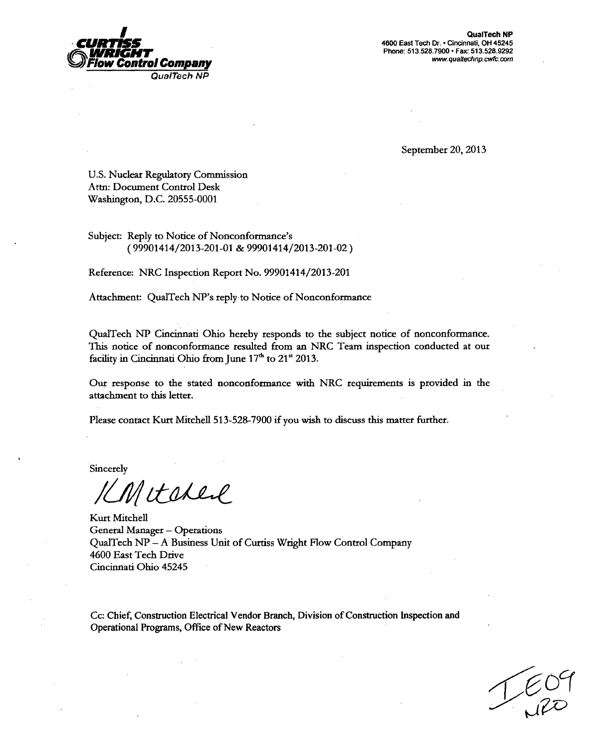**CURTISS WRIGHT**
**Flow Control Company**
*QualTech NP*

**QualTech NP**
4600 East Tech Dr. • Cincinnati, OH 45245
Phone: 513.528.7900 • Fax: 513.528.9292
www.qualtechnp.cwfc.com

September 20, 2013

U.S. Nuclear Regulatory Commission
Attn: Document Control Desk
Washington, D.C. 20555-0001

Subject: Reply to Notice of Nonconformance's
( 99901414/2013-201-01 & 99901414/2013-201-02 )

Reference: NRC Inspection Report No. 99901414/2013-201

Attachment: QualTech NP's reply to Notice of Nonconformance

QualTech NP Cincinnati Ohio hereby responds to the subject notice of nonconformance. This notice of nonconformance resulted from an NRC Team inspection conducted at our facility in Cincinnati Ohio from June 17th to 21st 2013.

Our response to the stated nonconformance with NRC requirements is provided in the attachment to this letter.

Please contact Kurt Mitchell 513-528-7900 if you wish to discuss this matter further.

Sincerely

KMitchell

Kurt Mitchell
General Manager – Operations
QualTech NP – A Business Unit of Curtiss Wright Flow Control Company
4600 East Tech Drive
Cincinnati Ohio 45245

Cc: Chief, Construction Electrical Vendor Branch, Division of Construction Inspection and Operational Programs, Office of New Reactors

IE09
NRO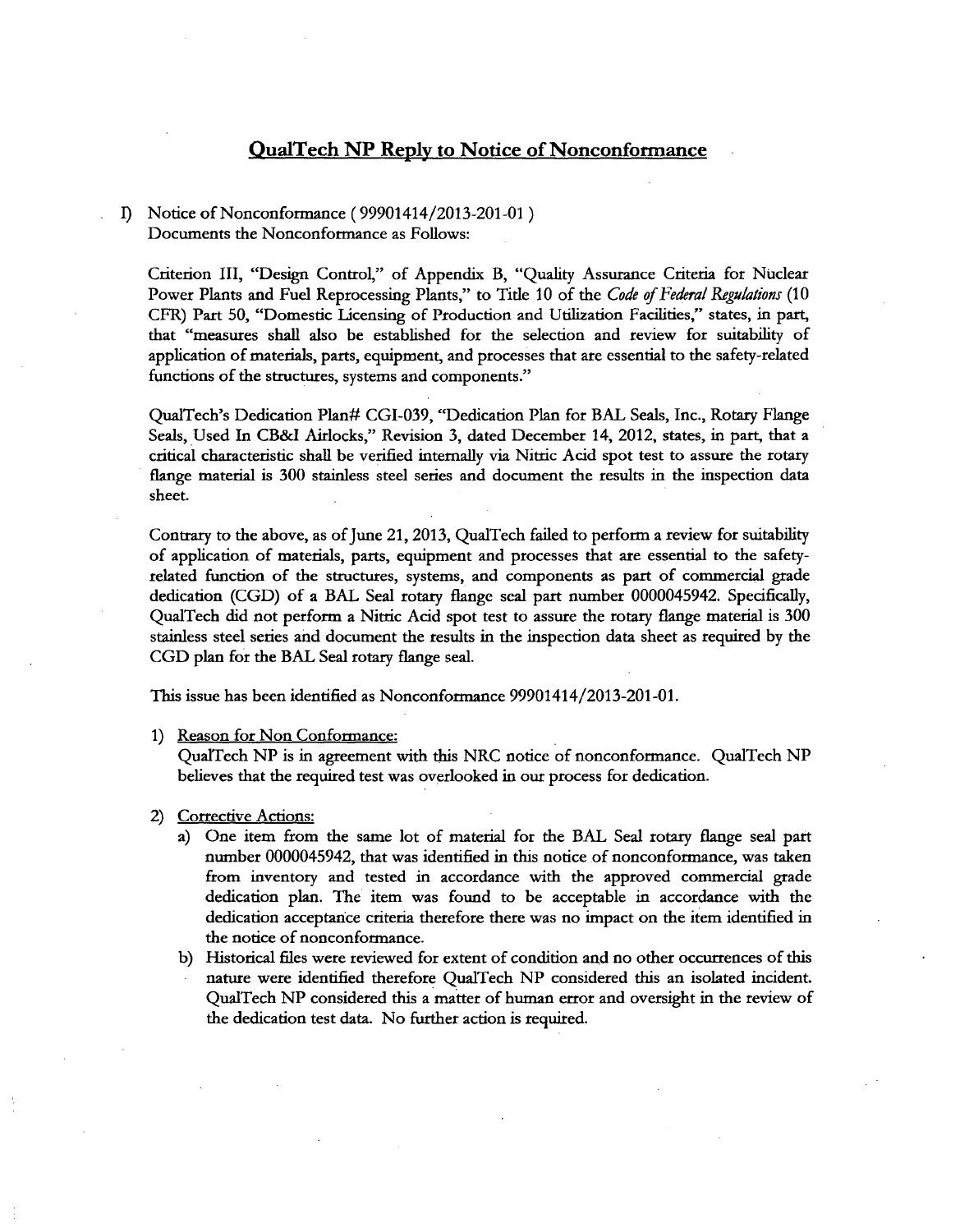## QualTech NP Reply to Notice of Nonconformance

I) Notice of Nonconformance ( 99901414/2013-201-01 )
Documents the Nonconformance as Follows:

Criterion III, "Design Control," of Appendix B, "Quality Assurance Criteria for Nuclear Power Plants and Fuel Reprocessing Plants," to Title 10 of the *Code of Federal Regulations* (10 CFR) Part 50, "Domestic Licensing of Production and Utilization Facilities," states, in part, that "measures shall also be established for the selection and review for suitability of application of materials, parts, equipment, and processes that are essential to the safety-related functions of the structures, systems and components."

QualTech's Dedication Plan# CGI-039, "Dedication Plan for BAL Seals, Inc., Rotary Flange Seals, Used In CB&I Airlocks," Revision 3, dated December 14, 2012, states, in part, that a critical characteristic shall be verified internally via Nitric Acid spot test to assure the rotary flange material is 300 stainless steel series and document the results in the inspection data sheet.

Contrary to the above, as of June 21, 2013, QualTech failed to perform a review for suitability of application of materials, parts, equipment and processes that are essential to the safety-related function of the structures, systems, and components as part of commercial grade dedication (CGD) of a BAL Seal rotary flange seal part number 0000045942. Specifically, QualTech did not perform a Nitric Acid spot test to assure the rotary flange material is 300 stainless steel series and document the results in the inspection data sheet as required by the CGD plan for the BAL Seal rotary flange seal.

This issue has been identified as Nonconformance 99901414/2013-201-01.

1) Reason for Non Conformance:
QualTech NP is in agreement with this NRC notice of nonconformance. QualTech NP believes that the required test was overlooked in our process for dedication.

2) Corrective Actions:
   a) One item from the same lot of material for the BAL Seal rotary flange seal part number 0000045942, that was identified in this notice of nonconformance, was taken from inventory and tested in accordance with the approved commercial grade dedication plan. The item was found to be acceptable in accordance with the dedication acceptance criteria therefore there was no impact on the item identified in the notice of nonconformance.
   b) Historical files were reviewed for extent of condition and no other occurrences of this nature were identified therefore QualTech NP considered this an isolated incident. QualTech NP considered this a matter of human error and oversight in the review of the dedication test data. No further action is required.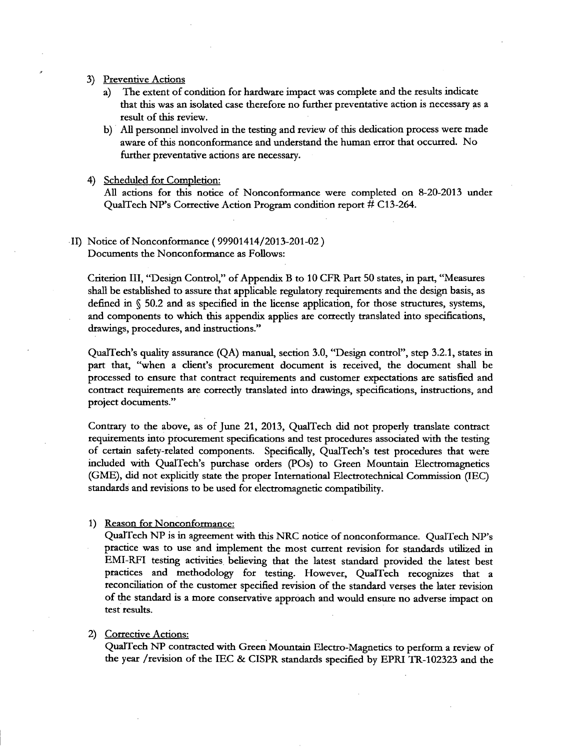3) Preventive Actions
   a) The extent of condition for hardware impact was complete and the results indicate that this was an isolated case therefore no further preventative action is necessary as a result of this review.
   b) All personnel involved in the testing and review of this dedication process were made aware of this nonconformance and understand the human error that occurred. No further preventative actions are necessary.

4) Scheduled for Completion:
   All actions for this notice of Nonconformance were completed on 8-20-2013 under QualTech NP's Corrective Action Program condition report # C13-264.

II) Notice of Nonconformance ( 99901414/2013-201-02 )
Documents the Nonconformance as Follows:

Criterion III, "Design Control," of Appendix B to 10 CFR Part 50 states, in part, "Measures shall be established to assure that applicable regulatory requirements and the design basis, as defined in § 50.2 and as specified in the license application, for those structures, systems, and components to which this appendix applies are correctly translated into specifications, drawings, procedures, and instructions."

QualTech's quality assurance (QA) manual, section 3.0, "Design control", step 3.2.1, states in part that, "when a client's procurement document is received, the document shall be processed to ensure that contract requirements and customer expectations are satisfied and contract requirements are correctly translated into drawings, specifications, instructions, and project documents."

Contrary to the above, as of June 21, 2013, QualTech did not properly translate contract requirements into procurement specifications and test procedures associated with the testing of certain safety-related components. Specifically, QualTech's test procedures that were included with QualTech's purchase orders (POs) to Green Mountain Electromagnetics (GME), did not explicitly state the proper International Electrotechnical Commission (IEC) standards and revisions to be used for electromagnetic compatibility.

1) Reason for Nonconformance:
   QualTech NP is in agreement with this NRC notice of nonconformance. QualTech NP's practice was to use and implement the most current revision for standards utilized in EMI-RFI testing activities believing that the latest standard provided the latest best practices and methodology for testing. However, QualTech recognizes that a reconciliation of the customer specified revision of the standard verses the later revision of the standard is a more conservative approach and would ensure no adverse impact on test results.

2) Corrective Actions:
   QualTech NP contracted with Green Mountain Electro-Magnetics to perform a review of the year /revision of the IEC & CISPR standards specified by EPRI TR-102323 and the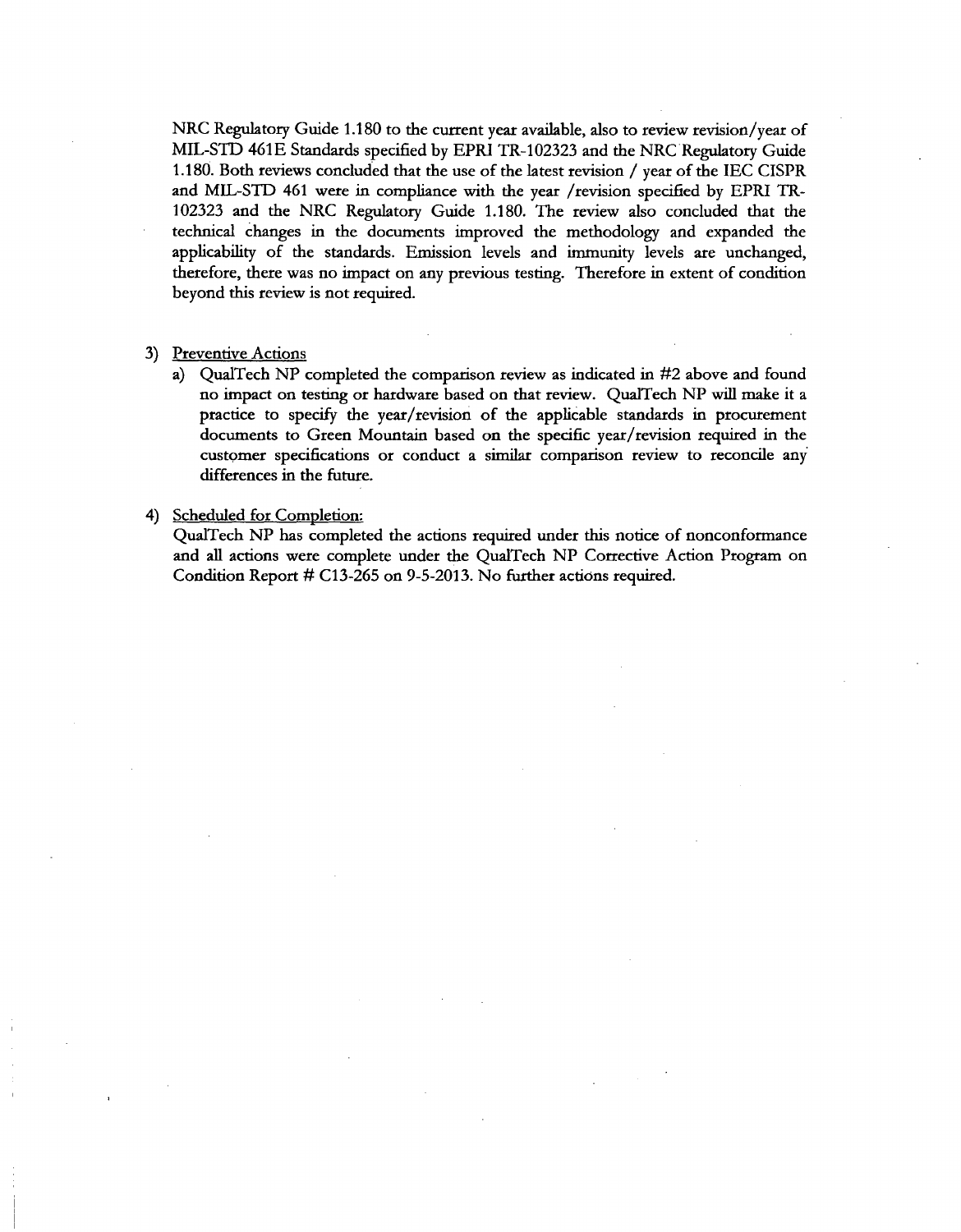NRC Regulatory Guide 1.180 to the current year available, also to review revision/year of MIL-STD 461E Standards specified by EPRI TR-102323 and the NRC Regulatory Guide 1.180. Both reviews concluded that the use of the latest revision / year of the IEC CISPR and MIL-STD 461 were in compliance with the year /revision specified by EPRI TR-102323 and the NRC Regulatory Guide 1.180. The review also concluded that the technical changes in the documents improved the methodology and expanded the applicability of the standards. Emission levels and immunity levels are unchanged, therefore, there was no impact on any previous testing. Therefore in extent of condition beyond this review is not required.

3) Preventive Actions
   a) QualTech NP completed the comparison review as indicated in #2 above and found no impact on testing or hardware based on that review. QualTech NP will make it a practice to specify the year/revision of the applicable standards in procurement documents to Green Mountain based on the specific year/revision required in the customer specifications or conduct a similar comparison review to reconcile any differences in the future.

4) Scheduled for Completion:
   QualTech NP has completed the actions required under this notice of nonconformance and all actions were complete under the QualTech NP Corrective Action Program on Condition Report # C13-265 on 9-5-2013. No further actions required.